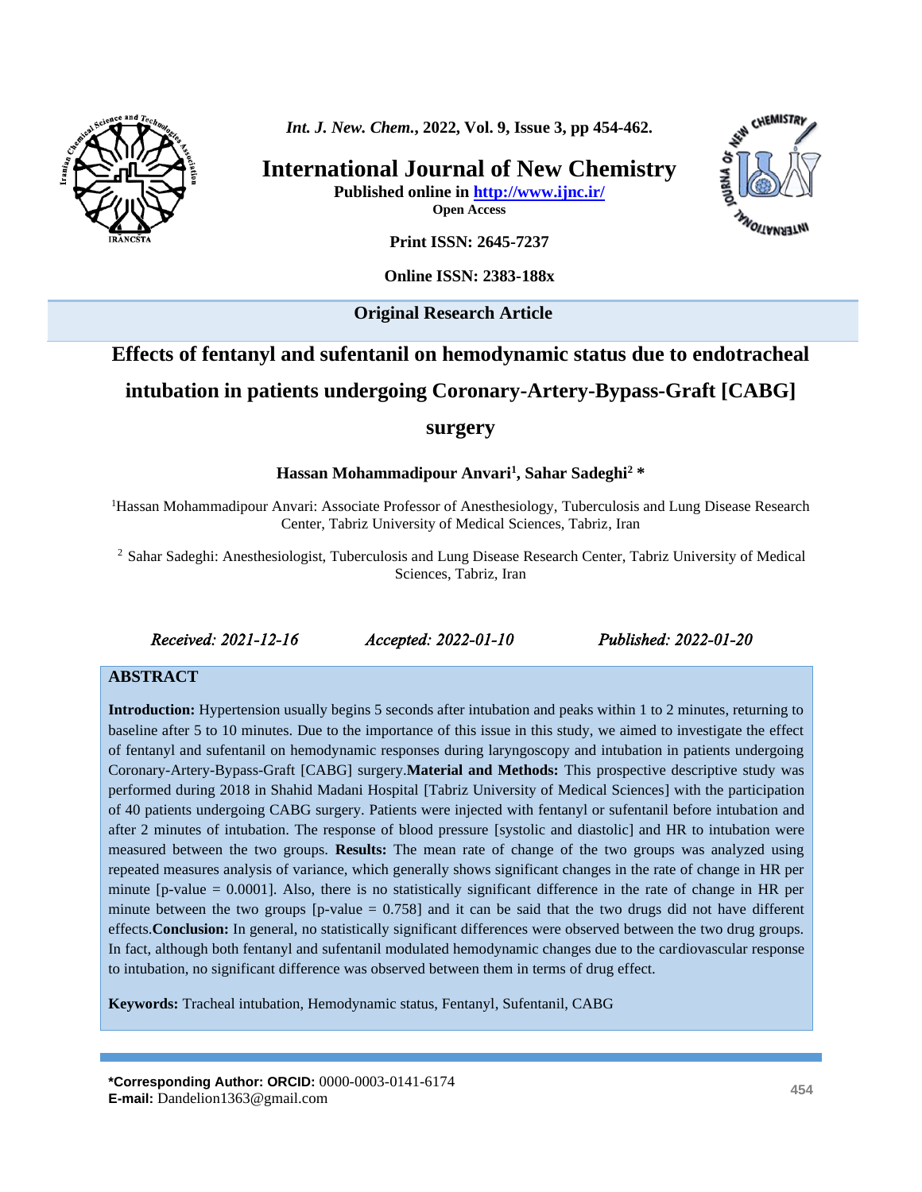**Original Research Article**

# Effects of fentanyl and sufentanil on hemodynamic status due to endotracheal intubation in patients undergoing Coronary-Artery-Bypass-Graft [CABG] surgery

**Hassan Mohammadipour Anvari[1], Sahar Sadeghi[2] \***

[1]Hassan Mohammadipour Anvari: Associate Professor of Anesthesiology, Tuberculosis and Lung Disease Research Center, Tabriz University of Medical Sciences, Tabriz, Iran

[2] Sahar Sadeghi: Anesthesiologist, Tuberculosis and Lung Disease Research Center, Tabriz University of Medical Sciences, Tabriz, Iran

*Received: 2021-12-16* *Accepted: 2022-01-10* *Published: 2022-01-20*

## ABSTRACT

**Introduction:** Hypertension usually begins 5 seconds after intubation and peaks within 1 to 2 minutes, returning to baseline after 5 to 10 minutes. Due to the importance of this issue in this study, we aimed to investigate the effect of fentanyl and sufentanil on hemodynamic responses during laryngoscopy and intubation in patients undergoing Coronary-Artery-Bypass-Graft [CABG] surgery.**Material and Methods:** This prospective descriptive study was performed during 2018 in Shahid Madani Hospital [Tabriz University of Medical Sciences] with the participation of 40 patients undergoing CABG surgery. Patients were injected with fentanyl or sufentanil before intubation and after 2 minutes of intubation. The response of blood pressure [systolic and diastolic] and HR to intubation were measured between the two groups. **Results:** The mean rate of change of the two groups was analyzed using repeated measures analysis of variance, which generally shows significant changes in the rate of change in HR per minute [p-value = 0.0001]. Also, there is no statistically significant difference in the rate of change in HR per minute between the two groups [p-value = 0.758] and it can be said that the two drugs did not have different effects.**Conclusion:** In general, no statistically significant differences were observed between the two drug groups. In fact, although both fentanyl and sufentanil modulated hemodynamic changes due to the cardiovascular response to intubation, no significant difference was observed between them in terms of drug effect.

**Keywords:** Tracheal intubation, Hemodynamic status, Fentanyl, Sufentanil, CABG

**\*Corresponding Author: ORCID:** 0000-0003-0141-6174
**E-mail:** Dandelion1363@gmail.com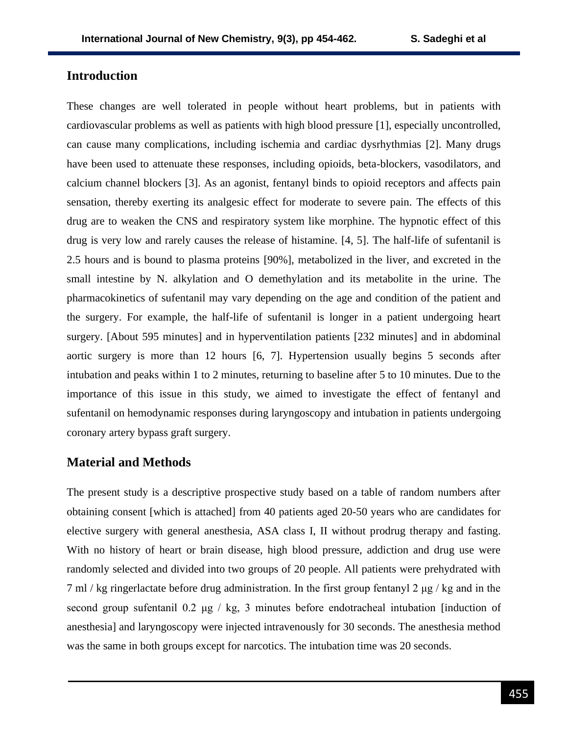## Introduction

These changes are well tolerated in people without heart problems, but in patients with cardiovascular problems as well as patients with high blood pressure [1], especially uncontrolled, can cause many complications, including ischemia and cardiac dysrhythmias [2]. Many drugs have been used to attenuate these responses, including opioids, beta-blockers, vasodilators, and calcium channel blockers [3]. As an agonist, fentanyl binds to opioid receptors and affects pain sensation, thereby exerting its analgesic effect for moderate to severe pain. The effects of this drug are to weaken the CNS and respiratory system like morphine. The hypnotic effect of this drug is very low and rarely causes the release of histamine. [4, 5]. The half-life of sufentanil is 2.5 hours and is bound to plasma proteins [90%], metabolized in the liver, and excreted in the small intestine by N. alkylation and O demethylation and its metabolite in the urine. The pharmacokinetics of sufentanil may vary depending on the age and condition of the patient and the surgery. For example, the half-life of sufentanil is longer in a patient undergoing heart surgery. [About 595 minutes] and in hyperventilation patients [232 minutes] and in abdominal aortic surgery is more than 12 hours [6, 7]. Hypertension usually begins 5 seconds after intubation and peaks within 1 to 2 minutes, returning to baseline after 5 to 10 minutes. Due to the importance of this issue in this study, we aimed to investigate the effect of fentanyl and sufentanil on hemodynamic responses during laryngoscopy and intubation in patients undergoing coronary artery bypass graft surgery.

## Material and Methods

The present study is a descriptive prospective study based on a table of random numbers after obtaining consent [which is attached] from 40 patients aged 20-50 years who are candidates for elective surgery with general anesthesia, ASA class I, II without prodrug therapy and fasting. With no history of heart or brain disease, high blood pressure, addiction and drug use were randomly selected and divided into two groups of 20 people. All patients were prehydrated with 7 ml / kg ringerlactate before drug administration. In the first group fentanyl 2 μg / kg and in the second group sufentanil 0.2 μg / kg, 3 minutes before endotracheal intubation [induction of anesthesia] and laryngoscopy were injected intravenously for 30 seconds. The anesthesia method was the same in both groups except for narcotics. The intubation time was 20 seconds.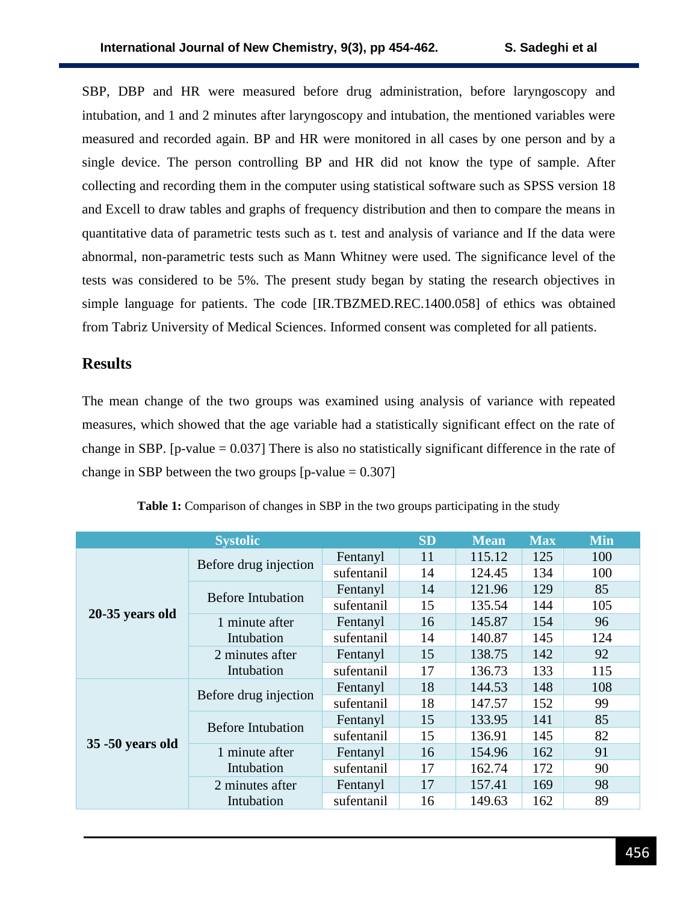SBP, DBP and HR were measured before drug administration, before laryngoscopy and intubation, and 1 and 2 minutes after laryngoscopy and intubation, the mentioned variables were measured and recorded again. BP and HR were monitored in all cases by one person and by a single device. The person controlling BP and HR did not know the type of sample. After collecting and recording them in the computer using statistical software such as SPSS version 18 and Excell to draw tables and graphs of frequency distribution and then to compare the means in quantitative data of parametric tests such as t. test and analysis of variance and If the data were abnormal, non-parametric tests such as Mann Whitney were used. The significance level of the tests was considered to be 5%. The present study began by stating the research objectives in simple language for patients. The code [IR.TBZMED.REC.1400.058] of ethics was obtained from Tabriz University of Medical Sciences. Informed consent was completed for all patients.

## Results

The mean change of the two groups was examined using analysis of variance with repeated measures, which showed that the age variable had a statistically significant effect on the rate of change in SBP. [p-value = 0.037] There is also no statistically significant difference in the rate of change in SBP between the two groups [p-value = 0.307]

**Table 1:** Comparison of changes in SBP in the two groups participating in the study

| Systolic | | | SD | Mean | Max | Min |
|---|---|---|---|---|---|---|
| **20-35 years old** | Before drug injection | Fentanyl | 11 | 115.12 | 125 | 100 |
| | | sufentanil | 14 | 124.45 | 134 | 100 |
| | Before Intubation | Fentanyl | 14 | 121.96 | 129 | 85 |
| | | sufentanil | 15 | 135.54 | 144 | 105 |
| | 1 minute after Intubation | Fentanyl | 16 | 145.87 | 154 | 96 |
| | | sufentanil | 14 | 140.87 | 145 | 124 |
| | 2 minutes after Intubation | Fentanyl | 15 | 138.75 | 142 | 92 |
| | | sufentanil | 17 | 136.73 | 133 | 115 |
| **35 -50 years old** | Before drug injection | Fentanyl | 18 | 144.53 | 148 | 108 |
| | | sufentanil | 18 | 147.57 | 152 | 99 |
| | Before Intubation | Fentanyl | 15 | 133.95 | 141 | 85 |
| | | sufentanil | 15 | 136.91 | 145 | 82 |
| | 1 minute after Intubation | Fentanyl | 16 | 154.96 | 162 | 91 |
| | | sufentanil | 17 | 162.74 | 172 | 90 |
| | 2 minutes after Intubation | Fentanyl | 17 | 157.41 | 169 | 98 |
| | | sufentanil | 16 | 149.63 | 162 | 89 |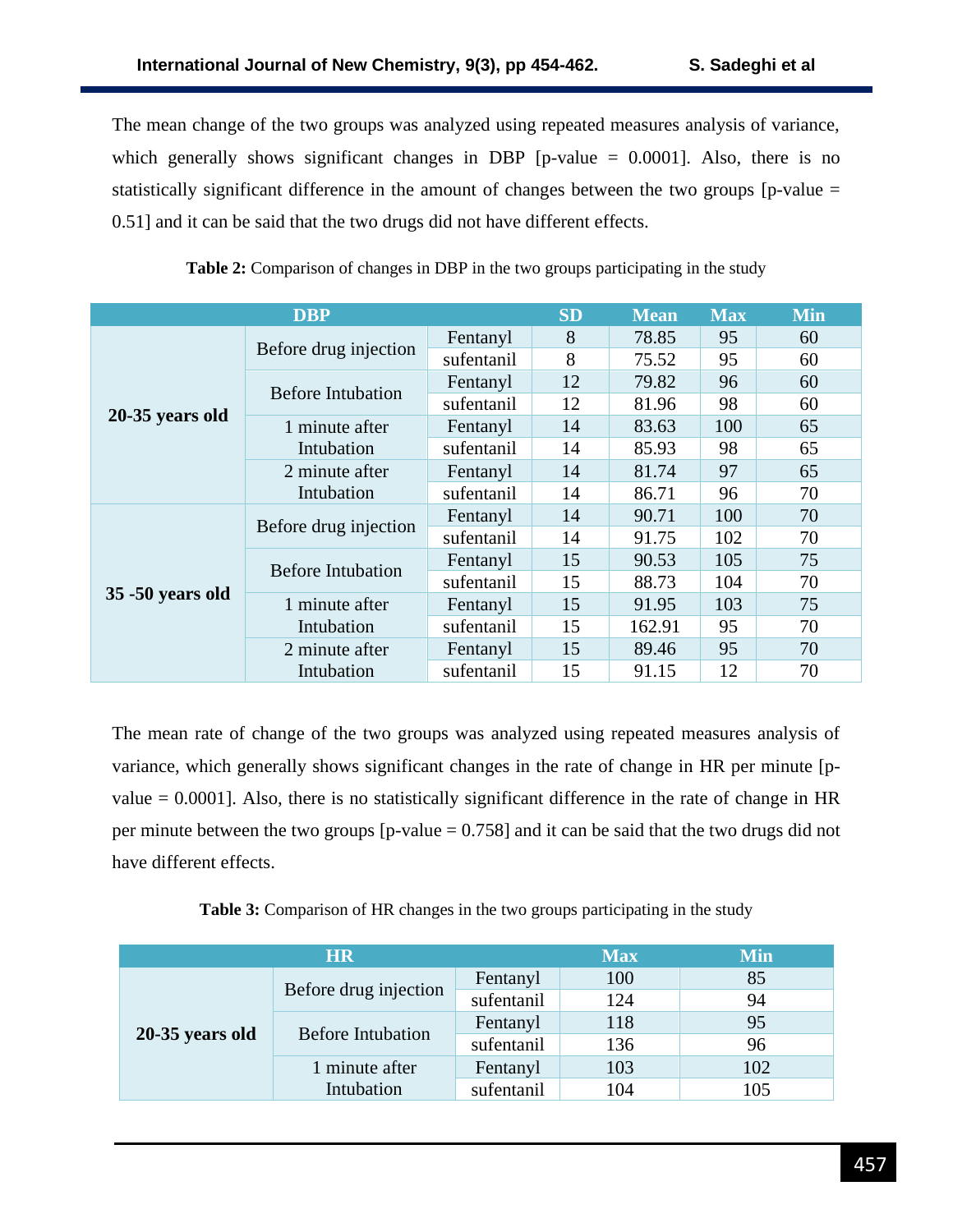The mean change of the two groups was analyzed using repeated measures analysis of variance, which generally shows significant changes in DBP [p-value = 0.0001]. Also, there is no statistically significant difference in the amount of changes between the two groups [p-value = 0.51] and it can be said that the two drugs did not have different effects.

**Table 2:** Comparison of changes in DBP in the two groups participating in the study

| DBP | | | SD | Mean | Max | Min |
|---|---|---|---|---|---|---|
| 20-35 years old | Before drug injection | Fentanyl | 8 | 78.85 | 95 | 60 |
| | | sufentanil | 8 | 75.52 | 95 | 60 |
| | Before Intubation | Fentanyl | 12 | 79.82 | 96 | 60 |
| | | sufentanil | 12 | 81.96 | 98 | 60 |
| | 1 minute after Intubation | Fentanyl | 14 | 83.63 | 100 | 65 |
| | | sufentanil | 14 | 85.93 | 98 | 65 |
| | 2 minute after Intubation | Fentanyl | 14 | 81.74 | 97 | 65 |
| | | sufentanil | 14 | 86.71 | 96 | 70 |
| 35 -50 years old | Before drug injection | Fentanyl | 14 | 90.71 | 100 | 70 |
| | | sufentanil | 14 | 91.75 | 102 | 70 |
| | Before Intubation | Fentanyl | 15 | 90.53 | 105 | 75 |
| | | sufentanil | 15 | 88.73 | 104 | 70 |
| | 1 minute after Intubation | Fentanyl | 15 | 91.95 | 103 | 75 |
| | | sufentanil | 15 | 162.91 | 95 | 70 |
| | 2 minute after Intubation | Fentanyl | 15 | 89.46 | 95 | 70 |
| | | sufentanil | 15 | 91.15 | 12 | 70 |

The mean rate of change of the two groups was analyzed using repeated measures analysis of variance, which generally shows significant changes in the rate of change in HR per minute [p-value = 0.0001]. Also, there is no statistically significant difference in the rate of change in HR per minute between the two groups [p-value = 0.758] and it can be said that the two drugs did not have different effects.

**Table 3:** Comparison of HR changes in the two groups participating in the study

| HR | | | Max | Min |
|---|---|---|---|---|
| 20-35 years old | Before drug injection | Fentanyl | 100 | 85 |
| | | sufentanil | 124 | 94 |
| | Before Intubation | Fentanyl | 118 | 95 |
| | | sufentanil | 136 | 96 |
| | 1 minute after Intubation | Fentanyl | 103 | 102 |
| | | sufentanil | 104 | 105 |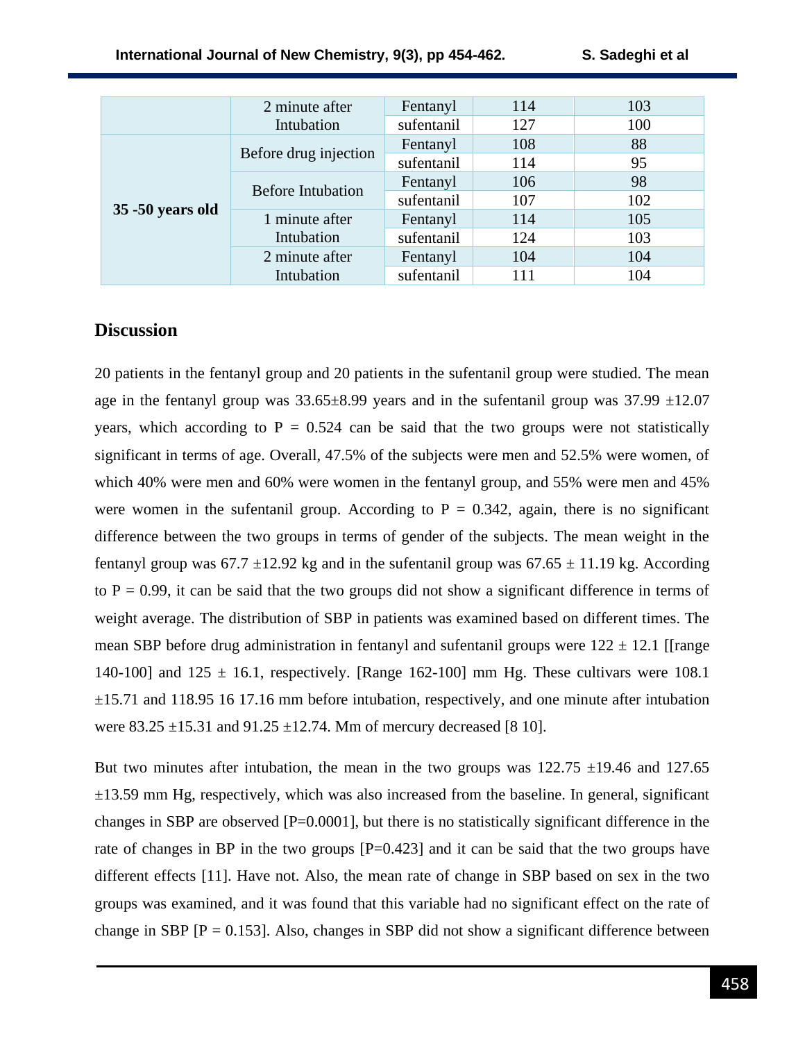| | | | | |
|---|---|---|---|---|
| | 2 minute after Intubation | Fentanyl | 114 | 103 |
| | | sufentanil | 127 | 100 |
| **35 -50 years old** | Before drug injection | Fentanyl | 108 | 88 |
| | | sufentanil | 114 | 95 |
| | Before Intubation | Fentanyl | 106 | 98 |
| | | sufentanil | 107 | 102 |
| | 1 minute after Intubation | Fentanyl | 114 | 105 |
| | | sufentanil | 124 | 103 |
| | 2 minute after Intubation | Fentanyl | 104 | 104 |
| | | sufentanil | 111 | 104 |

## Discussion

20 patients in the fentanyl group and 20 patients in the sufentanil group were studied. The mean age in the fentanyl group was 33.65±8.99 years and in the sufentanil group was 37.99 ±12.07 years, which according to P = 0.524 can be said that the two groups were not statistically significant in terms of age. Overall, 47.5% of the subjects were men and 52.5% were women, of which 40% were men and 60% were women in the fentanyl group, and 55% were men and 45% were women in the sufentanil group. According to P = 0.342, again, there is no significant difference between the two groups in terms of gender of the subjects. The mean weight in the fentanyl group was 67.7 ±12.92 kg and in the sufentanil group was 67.65 ± 11.19 kg. According to P = 0.99, it can be said that the two groups did not show a significant difference in terms of weight average. The distribution of SBP in patients was examined based on different times. The mean SBP before drug administration in fentanyl and sufentanil groups were 122 ± 12.1 [[range 140-100] and 125 ± 16.1, respectively. [Range 162-100] mm Hg. These cultivars were 108.1 ±15.71 and 118.95 16 17.16 mm before intubation, respectively, and one minute after intubation were 83.25 ±15.31 and 91.25 ±12.74. Mm of mercury decreased [8 10].

But two minutes after intubation, the mean in the two groups was 122.75 ±19.46 and 127.65 ±13.59 mm Hg, respectively, which was also increased from the baseline. In general, significant changes in SBP are observed [P=0.0001], but there is no statistically significant difference in the rate of changes in BP in the two groups [P=0.423] and it can be said that the two groups have different effects [11]. Have not. Also, the mean rate of change in SBP based on sex in the two groups was examined, and it was found that this variable had no significant effect on the rate of change in SBP [P = 0.153]. Also, changes in SBP did not show a significant difference between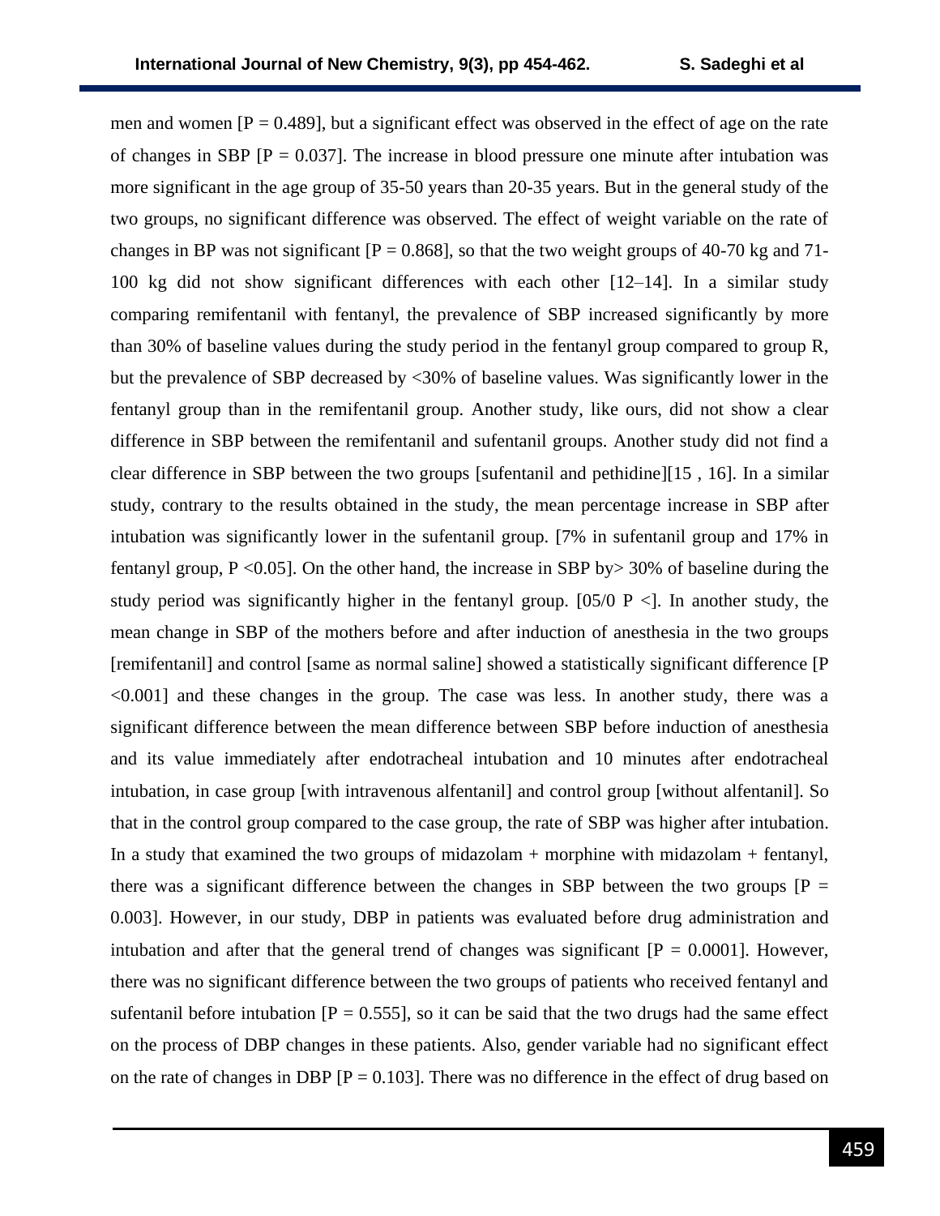men and women [P = 0.489], but a significant effect was observed in the effect of age on the rate of changes in SBP [P = 0.037]. The increase in blood pressure one minute after intubation was more significant in the age group of 35-50 years than 20-35 years. But in the general study of the two groups, no significant difference was observed. The effect of weight variable on the rate of changes in BP was not significant [P = 0.868], so that the two weight groups of 40-70 kg and 71-100 kg did not show significant differences with each other [12–14]. In a similar study comparing remifentanil with fentanyl, the prevalence of SBP increased significantly by more than 30% of baseline values during the study period in the fentanyl group compared to group R, but the prevalence of SBP decreased by <30% of baseline values. Was significantly lower in the fentanyl group than in the remifentanil group. Another study, like ours, did not show a clear difference in SBP between the remifentanil and sufentanil groups. Another study did not find a clear difference in SBP between the two groups [sufentanil and pethidine][15 , 16]. In a similar study, contrary to the results obtained in the study, the mean percentage increase in SBP after intubation was significantly lower in the sufentanil group. [7% in sufentanil group and 17% in fentanyl group, P <0.05]. On the other hand, the increase in SBP by> 30% of baseline during the study period was significantly higher in the fentanyl group. [05/0 P <]. In another study, the mean change in SBP of the mothers before and after induction of anesthesia in the two groups [remifentanil] and control [same as normal saline] showed a statistically significant difference [P <0.001] and these changes in the group. The case was less. In another study, there was a significant difference between the mean difference between SBP before induction of anesthesia and its value immediately after endotracheal intubation and 10 minutes after endotracheal intubation, in case group [with intravenous alfentanil] and control group [without alfentanil]. So that in the control group compared to the case group, the rate of SBP was higher after intubation. In a study that examined the two groups of midazolam + morphine with midazolam + fentanyl, there was a significant difference between the changes in SBP between the two groups [P = 0.003]. However, in our study, DBP in patients was evaluated before drug administration and intubation and after that the general trend of changes was significant [P = 0.0001]. However, there was no significant difference between the two groups of patients who received fentanyl and sufentanil before intubation [P = 0.555], so it can be said that the two drugs had the same effect on the process of DBP changes in these patients. Also, gender variable had no significant effect on the rate of changes in DBP [P = 0.103]. There was no difference in the effect of drug based on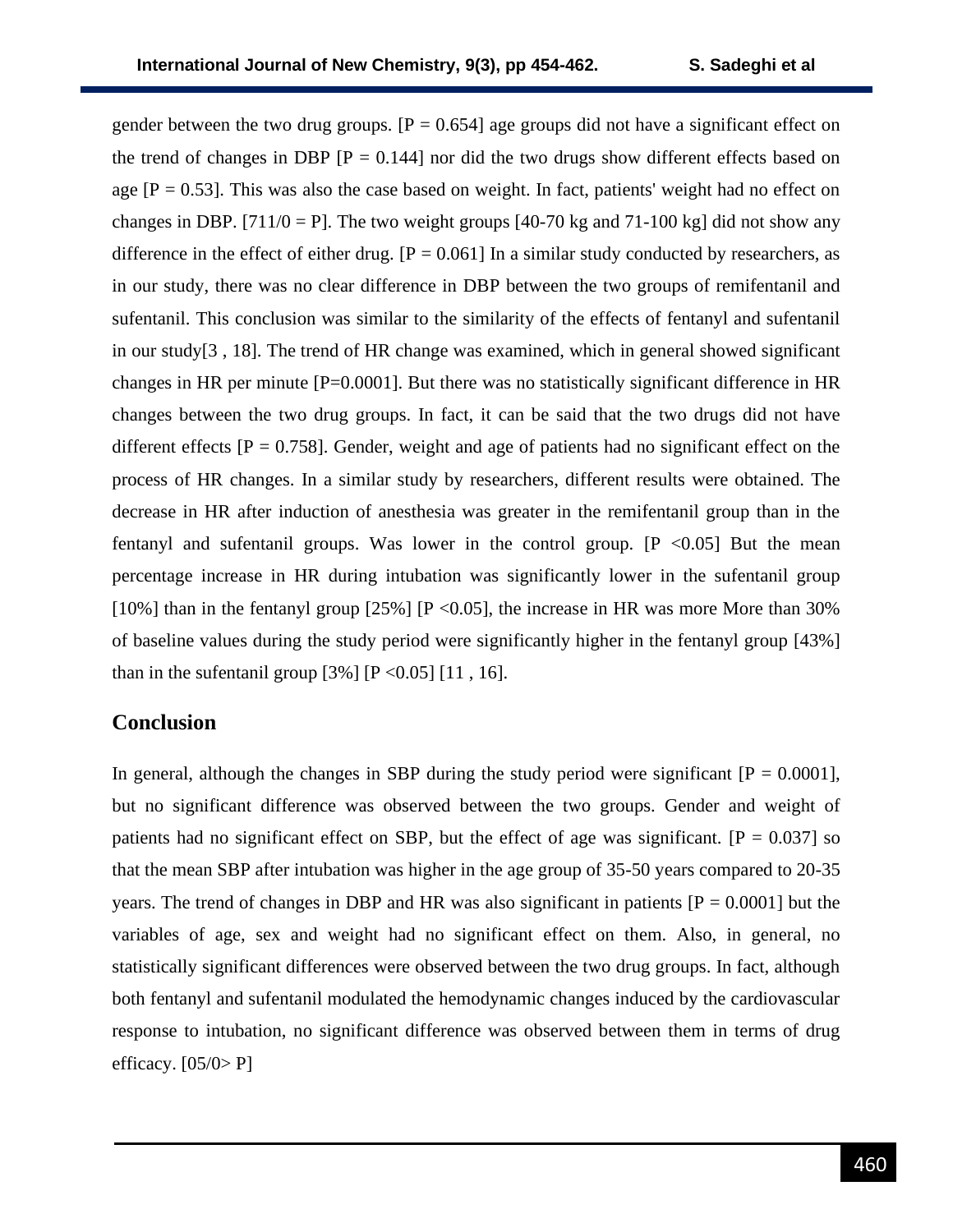gender between the two drug groups. [$P = 0.654$] age groups did not have a significant effect on the trend of changes in DBP [$P = 0.144$] nor did the two drugs show different effects based on age [$P = 0.53$]. This was also the case based on weight. In fact, patients' weight had no effect on changes in DBP. [711/0 = P]. The two weight groups [40-70 kg and 71-100 kg] did not show any difference in the effect of either drug. [$P = 0.061$] In a similar study conducted by researchers, as in our study, there was no clear difference in DBP between the two groups of remifentanil and sufentanil. This conclusion was similar to the similarity of the effects of fentanyl and sufentanil in our study[3 , 18]. The trend of HR change was examined, which in general showed significant changes in HR per minute [$P=0.0001$]. But there was no statistically significant difference in HR changes between the two drug groups. In fact, it can be said that the two drugs did not have different effects [$P = 0.758$]. Gender, weight and age of patients had no significant effect on the process of HR changes. In a similar study by researchers, different results were obtained. The decrease in HR after induction of anesthesia was greater in the remifentanil group than in the fentanyl and sufentanil groups. Was lower in the control group. [$P < 0.05$] But the mean percentage increase in HR during intubation was significantly lower in the sufentanil group [10%] than in the fentanyl group [25%] [$P < 0.05$], the increase in HR was more More than 30% of baseline values during the study period were significantly higher in the fentanyl group [43%] than in the sufentanil group [3%] [$P < 0.05$] [11 , 16].

## Conclusion

In general, although the changes in SBP during the study period were significant [$P = 0.0001$], but no significant difference was observed between the two groups. Gender and weight of patients had no significant effect on SBP, but the effect of age was significant. [$P = 0.037$] so that the mean SBP after intubation was higher in the age group of 35-50 years compared to 20-35 years. The trend of changes in DBP and HR was also significant in patients [$P = 0.0001$] but the variables of age, sex and weight had no significant effect on them. Also, in general, no statistically significant differences were observed between the two drug groups. In fact, although both fentanyl and sufentanil modulated the hemodynamic changes induced by the cardiovascular response to intubation, no significant difference was observed between them in terms of drug efficacy. [05/0> P]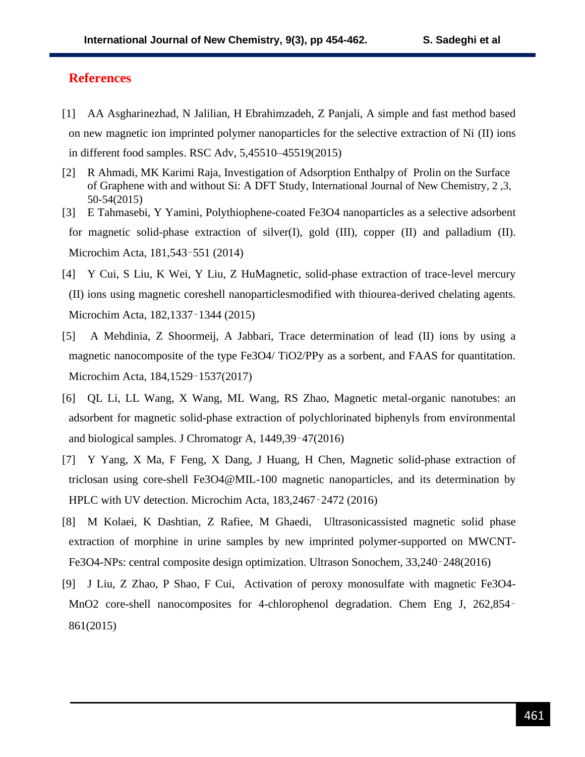# References

[1] AA Asgharinezhad, N Jalilian, H Ebrahimzadeh, Z Panjali, A simple and fast method based on new magnetic ion imprinted polymer nanoparticles for the selective extraction of Ni (II) ions in different food samples. RSC Adv, 5,45510–45519(2015)

[2] R Ahmadi, MK Karimi Raja, Investigation of Adsorption Enthalpy of Prolin on the Surface of Graphene with and without Si: A DFT Study, International Journal of New Chemistry, 2 ,3, 50-54(2015)

[3] E Tahmasebi, Y Yamini, Polythiophene-coated Fe3O4 nanoparticles as a selective adsorbent for magnetic solid-phase extraction of silver(I), gold (III), copper (II) and palladium (II). Microchim Acta, 181,543‑551 (2014)

[4] Y Cui, S Liu, K Wei, Y Liu, Z HuMagnetic, solid-phase extraction of trace-level mercury (II) ions using magnetic coreshell nanoparticlesmodified with thiourea-derived chelating agents. Microchim Acta, 182,1337‑1344 (2015)

[5] A Mehdinia, Z Shoormeij, A Jabbari, Trace determination of lead (II) ions by using a magnetic nanocomposite of the type Fe3O4/ TiO2/PPy as a sorbent, and FAAS for quantitation. Microchim Acta, 184,1529‑1537(2017)

[6] QL Li, LL Wang, X Wang, ML Wang, RS Zhao, Magnetic metal-organic nanotubes: an adsorbent for magnetic solid-phase extraction of polychlorinated biphenyls from environmental and biological samples. J Chromatogr A, 1449,39‑47(2016)

[7] Y Yang, X Ma, F Feng, X Dang, J Huang, H Chen, Magnetic solid-phase extraction of triclosan using core-shell Fe3O4@MIL-100 magnetic nanoparticles, and its determination by HPLC with UV detection. Microchim Acta, 183,2467‑2472 (2016)

[8] M Kolaei, K Dashtian, Z Rafiee, M Ghaedi, Ultrasonicassisted magnetic solid phase extraction of morphine in urine samples by new imprinted polymer-supported on MWCNT-Fe3O4-NPs: central composite design optimization. Ultrason Sonochem, 33,240‑248(2016)

[9] J Liu, Z Zhao, P Shao, F Cui, Activation of peroxy monosulfate with magnetic Fe3O4-MnO2 core-shell nanocomposites for 4-chlorophenol degradation. Chem Eng J, 262,854‑861(2015)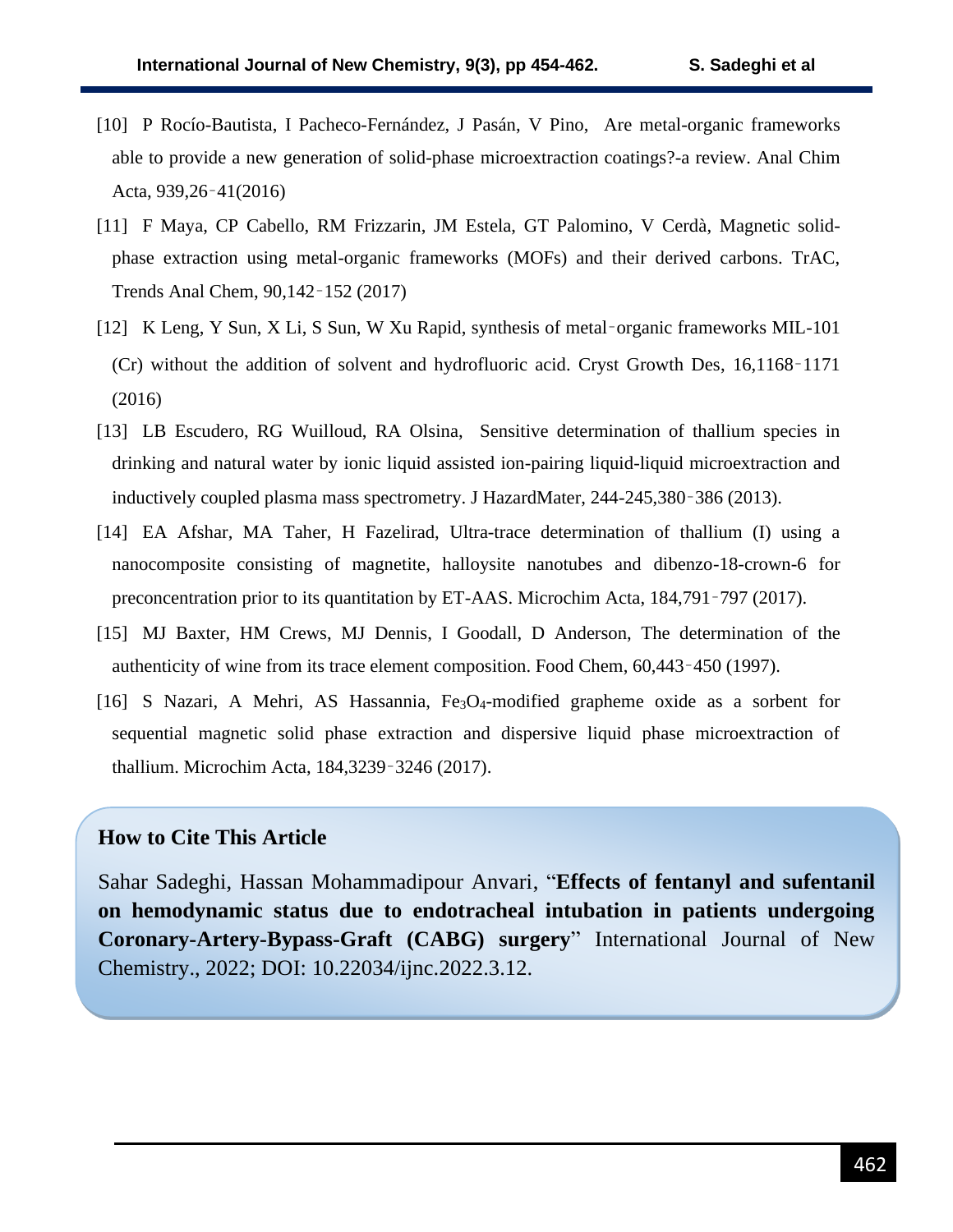[10] P Rocío-Bautista, I Pacheco-Fernández, J Pasán, V Pino, Are metal-organic frameworks able to provide a new generation of solid-phase microextraction coatings?-a review. Anal Chim Acta, 939,26‑41(2016)

[11] F Maya, CP Cabello, RM Frizzarin, JM Estela, GT Palomino, V Cerdà, Magnetic solid-phase extraction using metal-organic frameworks (MOFs) and their derived carbons. TrAC, Trends Anal Chem, 90,142‑152 (2017)

[12] K Leng, Y Sun, X Li, S Sun, W Xu Rapid, synthesis of metal‑organic frameworks MIL-101 (Cr) without the addition of solvent and hydrofluoric acid. Cryst Growth Des, 16,1168‑1171 (2016)

[13] LB Escudero, RG Wuilloud, RA Olsina, Sensitive determination of thallium species in drinking and natural water by ionic liquid assisted ion-pairing liquid-liquid microextraction and inductively coupled plasma mass spectrometry. J HazardMater, 244-245,380‑386 (2013).

[14] EA Afshar, MA Taher, H Fazelirad, Ultra-trace determination of thallium (I) using a nanocomposite consisting of magnetite, halloysite nanotubes and dibenzo-18-crown-6 for preconcentration prior to its quantitation by ET-AAS. Microchim Acta, 184,791‑797 (2017).

[15] MJ Baxter, HM Crews, MJ Dennis, I Goodall, D Anderson, The determination of the authenticity of wine from its trace element composition. Food Chem, 60,443‑450 (1997).

[16] S Nazari, A Mehri, AS Hassannia, $Fe_3O_4$-modified grapheme oxide as a sorbent for sequential magnetic solid phase extraction and dispersive liquid phase microextraction of thallium. Microchim Acta, 184,3239‑3246 (2017).

**How to Cite This Article**

Sahar Sadeghi, Hassan Mohammadipour Anvari, "**Effects of fentanyl and sufentanil on hemodynamic status due to endotracheal intubation in patients undergoing Coronary-Artery-Bypass-Graft (CABG) surgery**" International Journal of New Chemistry., 2022; DOI: 10.22034/ijnc.2022.3.12.